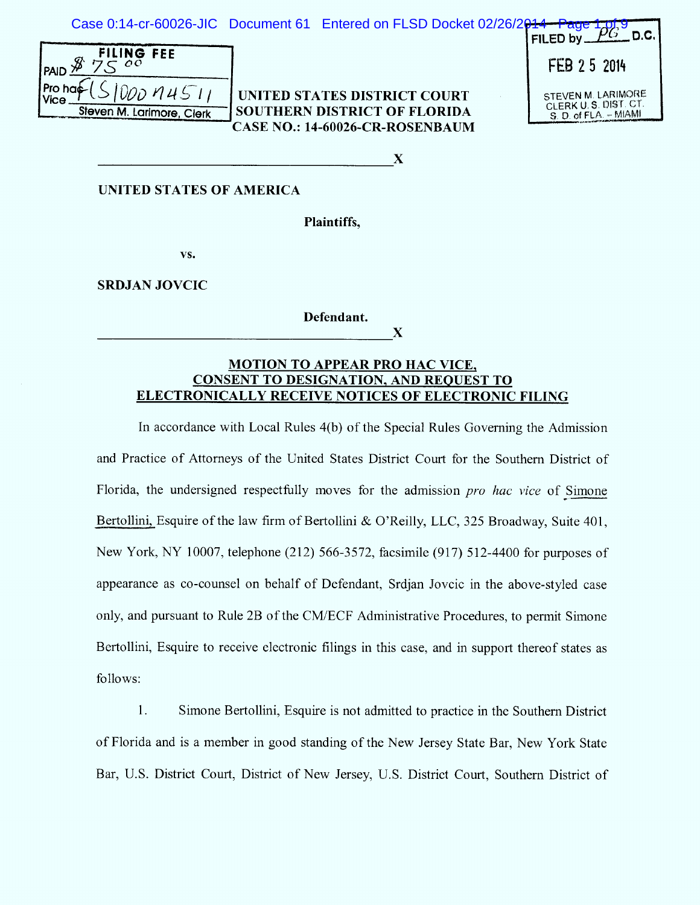FILING FEE
PAID $ 75.00
Pro hac Vice FLS1000 N4511
Steven M. Larimore, Clerk

FILED by PG D.C.
FEB 25 2014
STEVEN M. LARIMORE
CLERK U.S. DIST. CT.
S.D. of FLA. – MIAMI

**UNITED STATES DISTRICT COURT**
**SOUTHERN DISTRICT OF FLORIDA**
**CASE NO.: 14-60026-CR-ROSENBAUM**

X

**UNITED STATES OF AMERICA**

**Plaintiffs,**

**vs.**

**SRDJAN JOVCIC**

**Defendant.**

X

## MOTION TO APPEAR PRO HAC VICE, CONSENT TO DESIGNATION, AND REQUEST TO ELECTRONICALLY RECEIVE NOTICES OF ELECTRONIC FILING

In accordance with Local Rules 4(b) of the Special Rules Governing the Admission and Practice of Attorneys of the United States District Court for the Southern District of Florida, the undersigned respectfully moves for the admission *pro hac vice* of Simone Bertollini, Esquire of the law firm of Bertollini & O'Reilly, LLC, 325 Broadway, Suite 401, New York, NY 10007, telephone (212) 566-3572, facsimile (917) 512-4400 for purposes of appearance as co-counsel on behalf of Defendant, Srdjan Jovcic in the above-styled case only, and pursuant to Rule 2B of the CM/ECF Administrative Procedures, to permit Simone Bertollini, Esquire to receive electronic filings in this case, and in support thereof states as follows:

1. Simone Bertollini, Esquire is not admitted to practice in the Southern District of Florida and is a member in good standing of the New Jersey State Bar, New York State Bar, U.S. District Court, District of New Jersey, U.S. District Court, Southern District of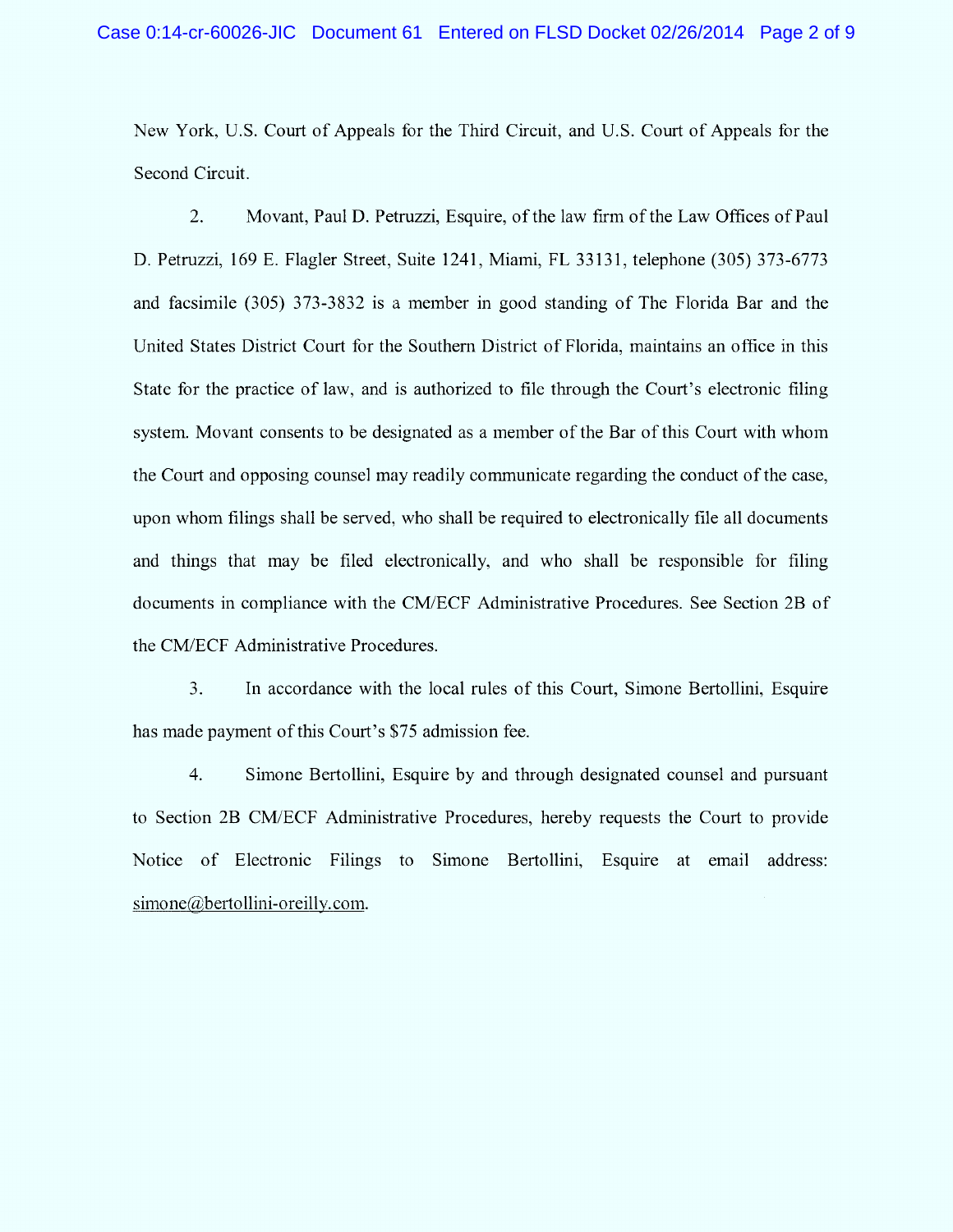New York, U.S. Court of Appeals for the Third Circuit, and U.S. Court of Appeals for the Second Circuit.

2. Movant, Paul D. Petruzzi, Esquire, of the law firm of the Law Offices of Paul D. Petruzzi, 169 E. Flagler Street, Suite 1241, Miami, FL 33131, telephone (305) 373-6773 and facsimile (305) 373-3832 is a member in good standing of The Florida Bar and the United States District Court for the Southern District of Florida, maintains an office in this State for the practice of law, and is authorized to file through the Court's electronic filing system. Movant consents to be designated as a member of the Bar of this Court with whom the Court and opposing counsel may readily communicate regarding the conduct of the case, upon whom filings shall be served, who shall be required to electronically file all documents and things that may be filed electronically, and who shall be responsible for filing documents in compliance with the CM/ECF Administrative Procedures. See Section 2B of the CM/ECF Administrative Procedures.

3. In accordance with the local rules of this Court, Simone Bertollini, Esquire has made payment of this Court's $75 admission fee.

4. Simone Bertollini, Esquire by and through designated counsel and pursuant to Section 2B CM/ECF Administrative Procedures, hereby requests the Court to provide Notice of Electronic Filings to Simone Bertollini, Esquire at email address: simone@bertollini-oreilly.com.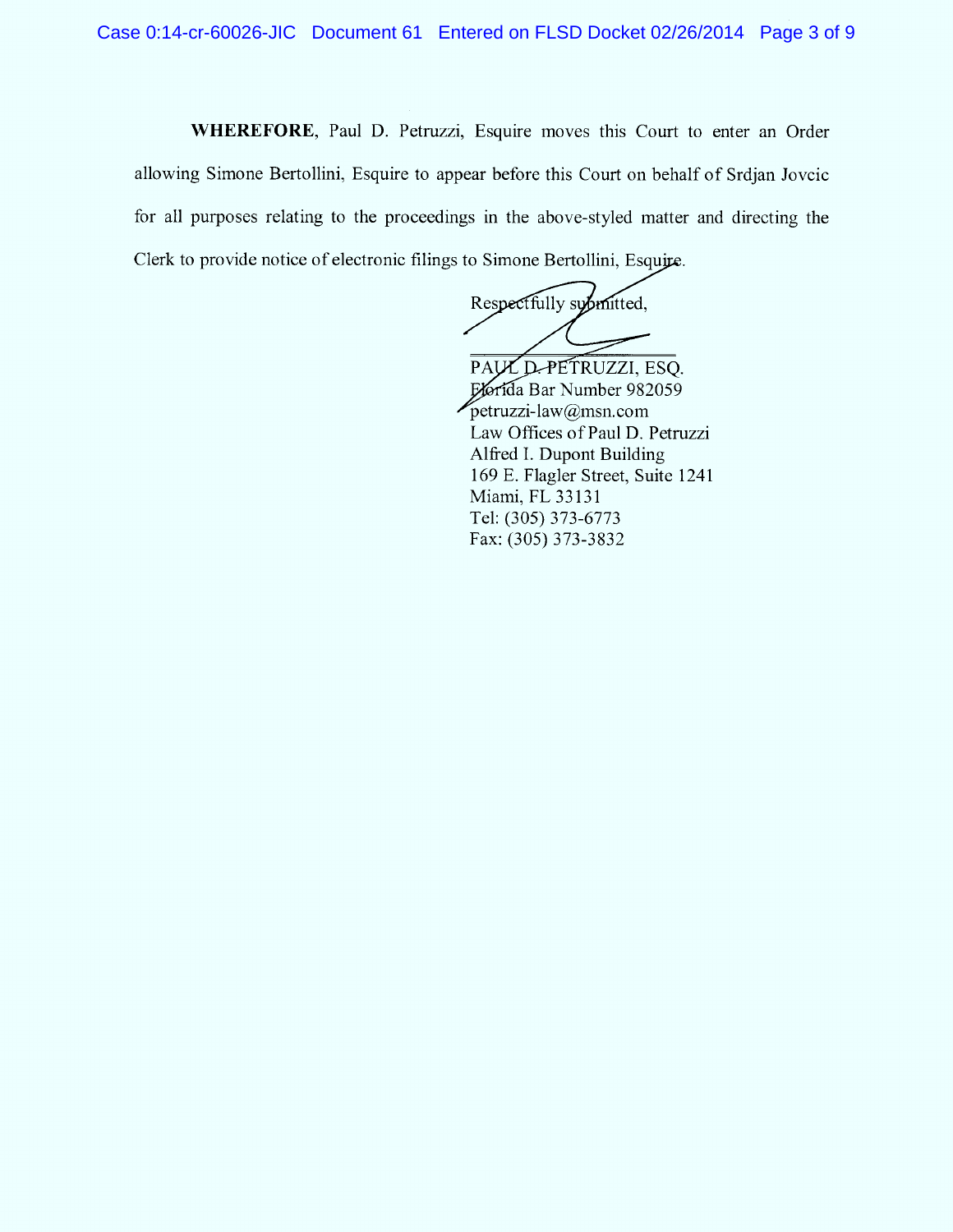**WHEREFORE**, Paul D. Petruzzi, Esquire moves this Court to enter an Order allowing Simone Bertollini, Esquire to appear before this Court on behalf of Srdjan Jovcic for all purposes relating to the proceedings in the above-styled matter and directing the Clerk to provide notice of electronic filings to Simone Bertollini, Esquire.

Respectfully submitted,

PAUL D. PETRUZZI, ESQ.
Florida Bar Number 982059
petruzzi-law@msn.com
Law Offices of Paul D. Petruzzi
Alfred I. Dupont Building
169 E. Flagler Street, Suite 1241
Miami, FL 33131
Tel: (305) 373-6773
Fax: (305) 373-3832